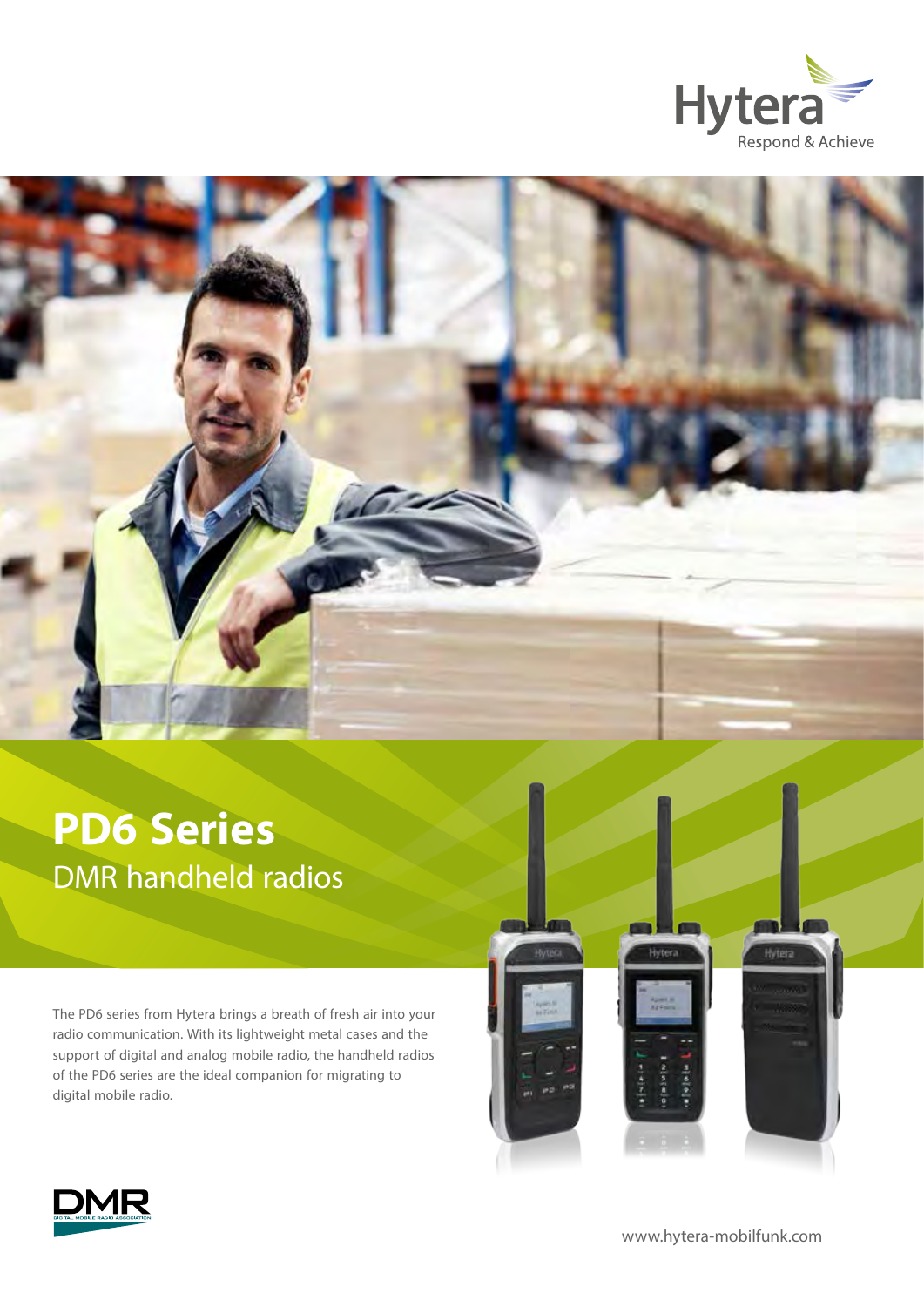Hytera

Respond & Achieve

# PD6 Series

## DMR handheld radios

The PD6 series from Hytera brings a breath of fresh air into your radio communication. With its lightweight metal cases and the support of digital and analog mobile radio, the handheld radios of the PD6 series are the ideal companion for migrating to digital mobile radio.

www.hytera-mobilfunk.com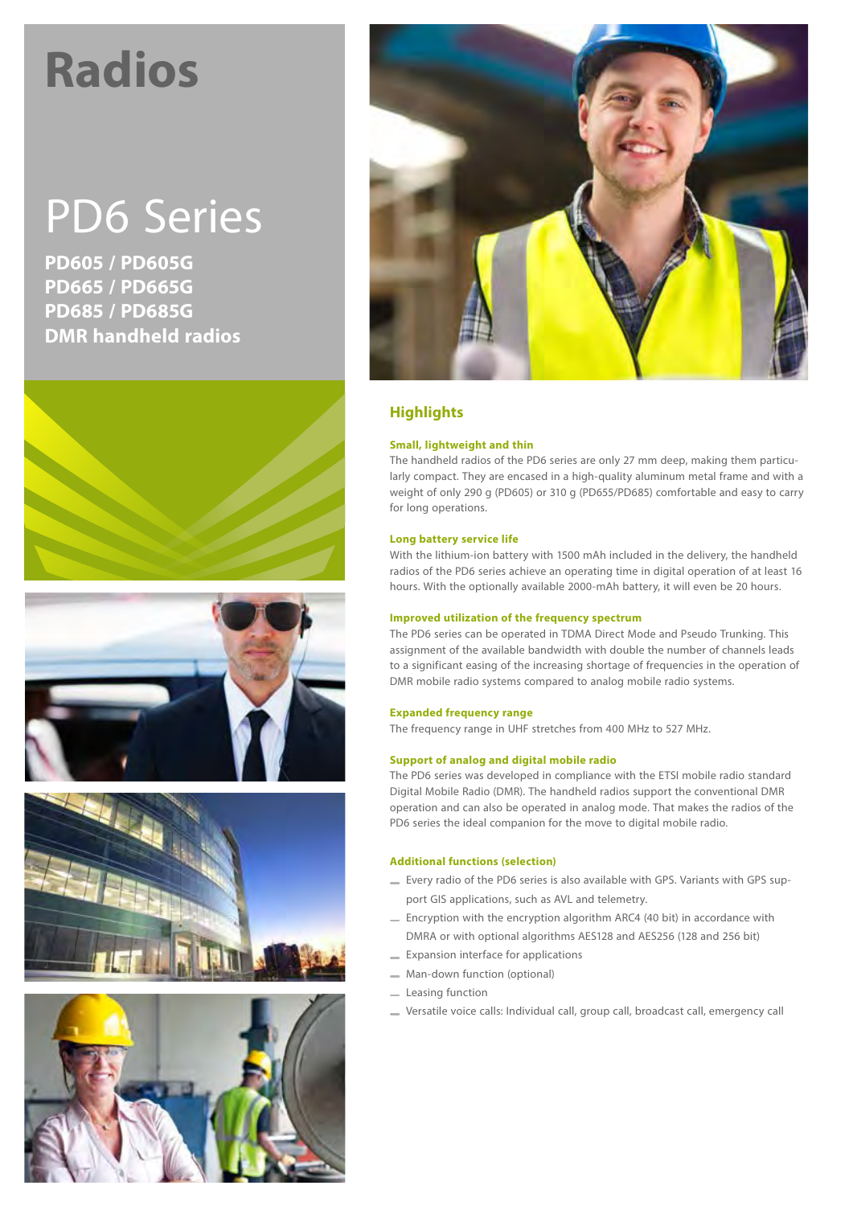# Radios

## PD6 Series

**PD605 / PD605G**
**PD665 / PD665G**
**PD685 / PD685G**
**DMR handheld radios**

## Highlights

### Small, lightweight and thin

The handheld radios of the PD6 series are only 27 mm deep, making them particularly compact. They are encased in a high-quality aluminum metal frame and with a weight of only 290 g (PD605) or 310 g (PD655/PD685) comfortable and easy to carry for long operations.

### Long battery service life

With the lithium-ion battery with 1500 mAh included in the delivery, the handheld radios of the PD6 series achieve an operating time in digital operation of at least 16 hours. With the optionally available 2000-mAh battery, it will even be 20 hours.

### Improved utilization of the frequency spectrum

The PD6 series can be operated in TDMA Direct Mode and Pseudo Trunking. This assignment of the available bandwidth with double the number of channels leads to a significant easing of the increasing shortage of frequencies in the operation of DMR mobile radio systems compared to analog mobile radio systems.

### Expanded frequency range

The frequency range in UHF stretches from 400 MHz to 527 MHz.

### Support of analog and digital mobile radio

The PD6 series was developed in compliance with the ETSI mobile radio standard Digital Mobile Radio (DMR). The handheld radios support the conventional DMR operation and can also be operated in analog mode. That makes the radios of the PD6 series the ideal companion for the move to digital mobile radio.

### Additional functions (selection)

- Every radio of the PD6 series is also available with GPS. Variants with GPS support GIS applications, such as AVL and telemetry.
- Encryption with the encryption algorithm ARC4 (40 bit) in accordance with DMRA or with optional algorithms AES128 and AES256 (128 and 256 bit)
- Expansion interface for applications
- Man-down function (optional)
- Leasing function
- Versatile voice calls: Individual call, group call, broadcast call, emergency call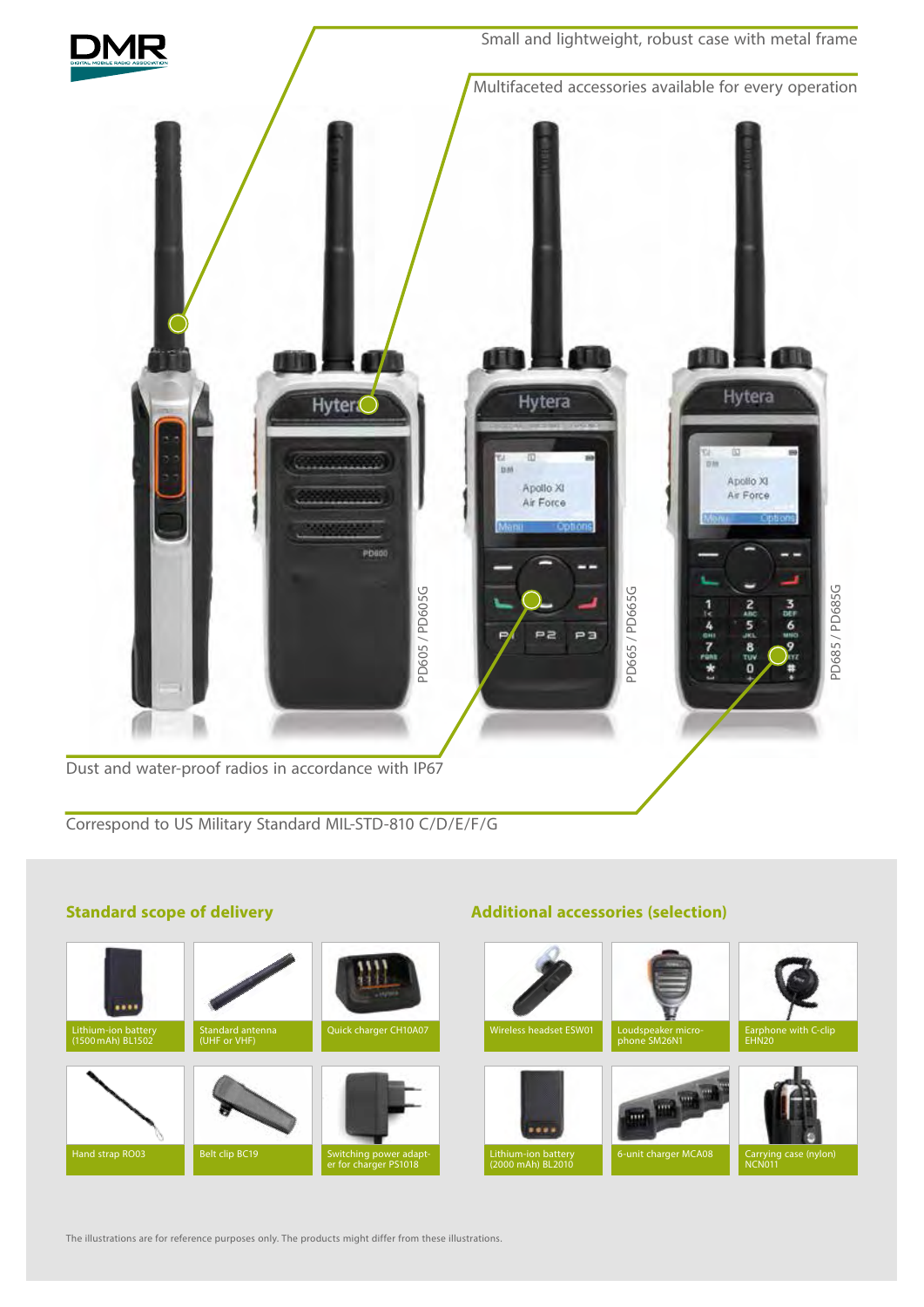Small and lightweight, robust case with metal frame

Multifaceted accessories available for every operation

PD605 / PD605G

PD665 / PD665G

PD685 / PD685G

Dust and water-proof radios in accordance with IP67

Correspond to US Military Standard MIL-STD-810 C/D/E/F/G

## Standard scope of delivery

- Lithium-ion battery (1500 mAh) BL1502
- Standard antenna (UHF or VHF)
- Quick charger CH10A07
- Hand strap RO03
- Belt clip BC19
- Switching power adapter for charger PS1018

## Additional accessories (selection)

- Wireless headset ESW01
- Loudspeaker microphone SM26N1
- Earphone with C-clip EHN20
- Lithium-ion battery (2000 mAh) BL2010
- 6-unit charger MCA08
- Carrying case (nylon) NCN011

The illustrations are for reference purposes only. The products might differ from these illustrations.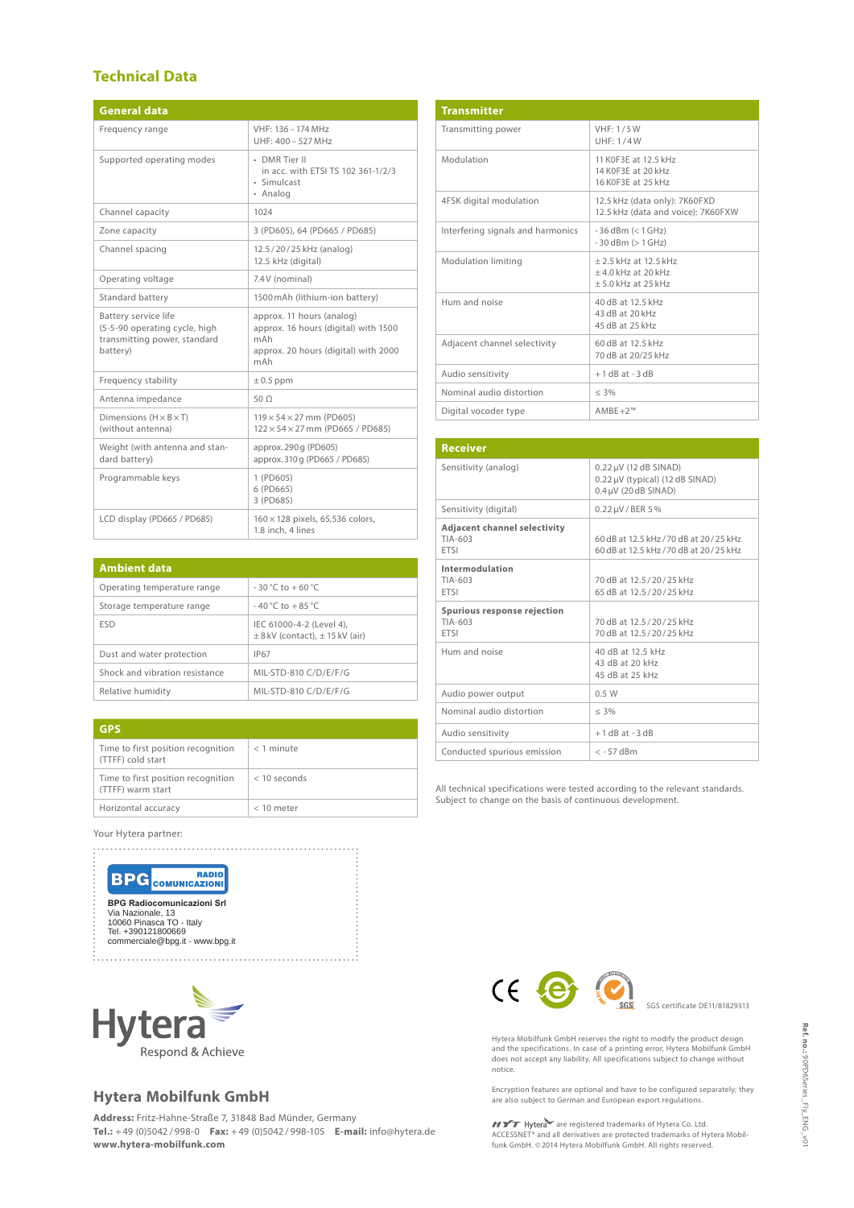## Technical Data

| General data | |
|---|---|
| Frequency range | VHF: 136 – 174 MHz<br>UHF: 400 – 527 MHz |
| Supported operating modes | • DMR Tier II in acc. with ETSI TS 102 361-1/2/3<br>• Simulcast<br>• Analog |
| Channel capacity | 1024 |
| Zone capacity | 3 (PD605), 64 (PD665 / PD685) |
| Channel spacing | 12.5 / 20 / 25 kHz (analog)<br>12.5 kHz (digital) |
| Operating voltage | 7.4 V (nominal) |
| Standard battery | 1500 mAh (lithium-ion battery) |
| Battery service life (5-5-90 operating cycle, high transmitting power, standard battery) | approx. 11 hours (analog)<br>approx. 16 hours (digital) with 1500 mAh<br>approx. 20 hours (digital) with 2000 mAh |
| Frequency stability | ± 0.5 ppm |
| Antenna impedance | 50 Ω |
| Dimensions (H × B × T) (without antenna) | 119 × 54 × 27 mm (PD605)<br>122 × 54 × 27 mm (PD665 / PD685) |
| Weight (with antenna and standard battery) | approx. 290 g (PD605)<br>approx. 310 g (PD665 / PD685) |
| Programmable keys | 1 (PD605)<br>6 (PD665)<br>3 (PD685) |
| LCD display (PD665 / PD685) | 160 × 128 pixels, 65,536 colors, 1.8 inch, 4 lines |

| Ambient data | |
|---|---|
| Operating temperature range | - 30 °C to + 60 °C |
| Storage temperature range | - 40 °C to + 85 °C |
| ESD | IEC 61000-4-2 (Level 4),<br>± 8 kV (contact), ± 15 kV (air) |
| Dust and water protection | IP67 |
| Shock and vibration resistance | MIL-STD-810 C/D/E/F/G |
| Relative humidity | MIL-STD-810 C/D/E/F/G |

| GPS | |
|---|---|
| Time to first position recognition (TTFF) cold start | < 1 minute |
| Time to first position recognition (TTFF) warm start | < 10 seconds |
| Horizontal accuracy | < 10 meter |

| Transmitter | |
|---|---|
| Transmitting power | VHF: 1 / 5 W<br>UHF: 1 / 4 W |
| Modulation | 11 K0F3E at 12.5 kHz<br>14 K0F3E at 20 kHz<br>16 K0F3E at 25 kHz |
| 4FSK digital modulation | 12.5 kHz (data only): 7K60FXD<br>12.5 kHz (data and voice): 7K60FXW |
| Interfering signals and harmonics | - 36 dBm (< 1 GHz)<br>- 30 dBm (> 1 GHz) |
| Modulation limiting | ± 2.5 kHz at 12.5 kHz<br>± 4.0 kHz at 20 kHz<br>± 5.0 kHz at 25 kHz |
| Hum and noise | 40 dB at 12.5 kHz<br>43 dB at 20 kHz<br>45 dB at 25 kHz |
| Adjacent channel selectivity | 60 dB at 12.5 kHz<br>70 dB at 20/25 kHz |
| Audio sensitivity | + 1 dB at - 3 dB |
| Nominal audio distortion | ≤ 3% |
| Digital vocoder type | AMBE +2™ |

| Receiver | |
|---|---|
| Sensitivity (analog) | 0.22 µV (12 dB SINAD)<br>0.22 µV (typical) (12 dB SINAD)<br>0.4 µV (20 dB SINAD) |
| Sensitivity (digital) | 0.22 µV / BER 5 % |
| **Adjacent channel selectivity**<br>TIA-603<br>ETSI | 60 dB at 12.5 kHz / 70 dB at 20 / 25 kHz<br>60 dB at 12.5 kHz / 70 dB at 20 / 25 kHz |
| **Intermodulation**<br>TIA-603<br>ETSI | 70 dB at 12.5 / 20 / 25 kHz<br>65 dB at 12.5 / 20 / 25 kHz |
| **Spurious response rejection**<br>TIA-603<br>ETSI | 70 dB at 12.5 / 20 / 25 kHz<br>70 dB at 12.5 / 20 / 25 kHz |
| Hum and noise | 40 dB at 12.5 kHz<br>43 dB at 20 kHz<br>45 dB at 25 kHz |
| Audio power output | 0.5 W |
| Nominal audio distortion | ≤ 3% |
| Audio sensitivity | + 1 dB at - 3 dB |
| Conducted spurious emission | < - 57 dBm |

All technical specifications were tested according to the relevant standards. Subject to change on the basis of continuous development.

Your Hytera partner:

**BPG Radiocomunicazioni Srl**
Via Nazionale, 13
10060 Pinasca TO - Italy
Tel. +390121800669
commerciale@bpg.it - www.bpg.it

Hytera
Respond & Achieve

SGS certificate DE11/81829313

Hytera Mobilfunk GmbH reserves the right to modify the product design and the specifications. In case of a printing error, Hytera Mobilfunk GmbH does not accept any liability. All specifications subject to change without notice.

Encryption features are optional and have to be configured separately; they are also subject to German and European export regulations.

HYT Hytera are registered trademarks of Hytera Co. Ltd. ACCESSNET® and all derivatives are protected trademarks of Hytera Mobilfunk GmbH. © 2014 Hytera Mobilfunk GmbH. All rights reserved.

## Hytera Mobilfunk GmbH

**Address:** Fritz-Hahne-Straße 7, 31848 Bad Münder, Germany
**Tel.:** + 49 (0)5042 / 998-0 **Fax:** + 49 (0)5042 / 998-105 **E-mail:** info@hytera.de
**www.hytera-mobilfunk.com**

**Ref. no.:** 90PD6Series_Fly_ENG_v01